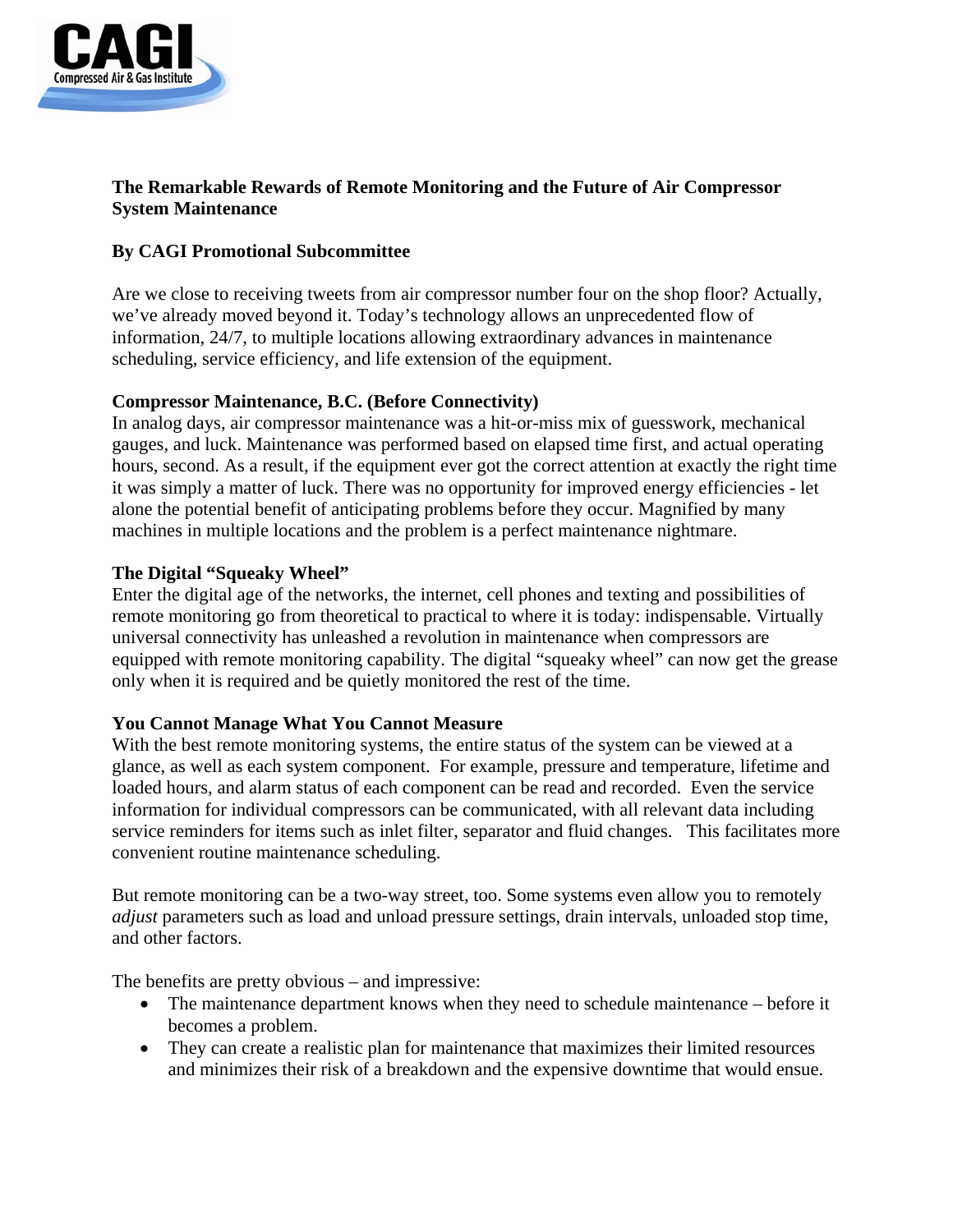**The Remarkable Rewards of Remote Monitoring and the Future of Air Compressor System Maintenance**

**By CAGI Promotional Subcommittee**

Are we close to receiving tweets from air compressor number four on the shop floor? Actually, we've already moved beyond it. Today's technology allows an unprecedented flow of information, 24/7, to multiple locations allowing extraordinary advances in maintenance scheduling, service efficiency, and life extension of the equipment.

**Compressor Maintenance, B.C. (Before Connectivity)**

In analog days, air compressor maintenance was a hit-or-miss mix of guesswork, mechanical gauges, and luck. Maintenance was performed based on elapsed time first, and actual operating hours, second. As a result, if the equipment ever got the correct attention at exactly the right time it was simply a matter of luck. There was no opportunity for improved energy efficiencies - let alone the potential benefit of anticipating problems before they occur. Magnified by many machines in multiple locations and the problem is a perfect maintenance nightmare.

**The Digital "Squeaky Wheel"**

Enter the digital age of the networks, the internet, cell phones and texting and possibilities of remote monitoring go from theoretical to practical to where it is today: indispensable. Virtually universal connectivity has unleashed a revolution in maintenance when compressors are equipped with remote monitoring capability. The digital "squeaky wheel" can now get the grease only when it is required and be quietly monitored the rest of the time.

**You Cannot Manage What You Cannot Measure**

With the best remote monitoring systems, the entire status of the system can be viewed at a glance, as well as each system component. For example, pressure and temperature, lifetime and loaded hours, and alarm status of each component can be read and recorded. Even the service information for individual compressors can be communicated, with all relevant data including service reminders for items such as inlet filter, separator and fluid changes. This facilitates more convenient routine maintenance scheduling.

But remote monitoring can be a two-way street, too. Some systems even allow you to remotely *adjust* parameters such as load and unload pressure settings, drain intervals, unloaded stop time, and other factors.

The benefits are pretty obvious – and impressive:

- The maintenance department knows when they need to schedule maintenance – before it becomes a problem.
- They can create a realistic plan for maintenance that maximizes their limited resources and minimizes their risk of a breakdown and the expensive downtime that would ensue.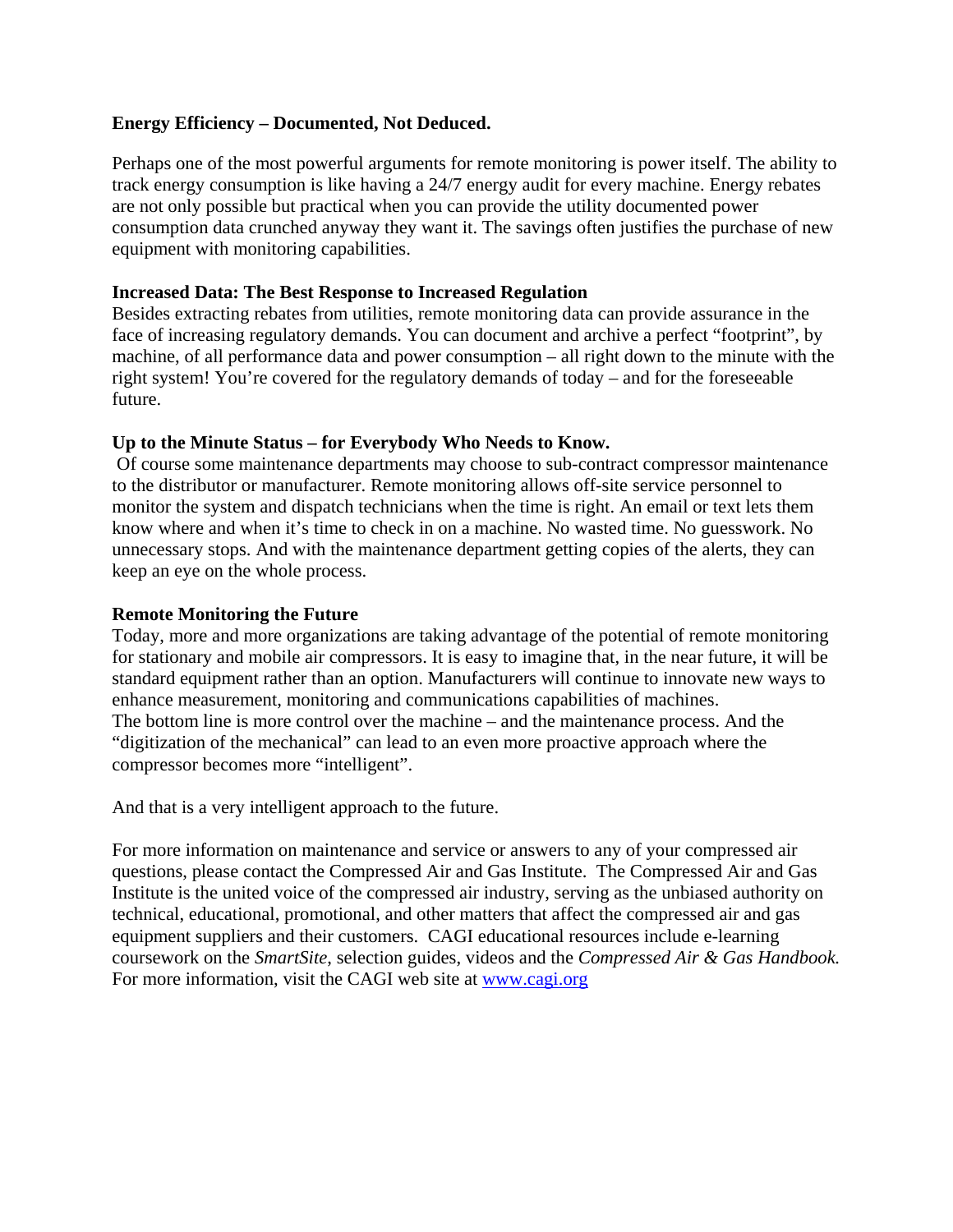**Energy Efficiency – Documented, Not Deduced.**

Perhaps one of the most powerful arguments for remote monitoring is power itself. The ability to track energy consumption is like having a 24/7 energy audit for every machine. Energy rebates are not only possible but practical when you can provide the utility documented power consumption data crunched anyway they want it. The savings often justifies the purchase of new equipment with monitoring capabilities.

**Increased Data: The Best Response to Increased Regulation**

Besides extracting rebates from utilities, remote monitoring data can provide assurance in the face of increasing regulatory demands. You can document and archive a perfect "footprint", by machine, of all performance data and power consumption – all right down to the minute with the right system! You're covered for the regulatory demands of today – and for the foreseeable future.

**Up to the Minute Status – for Everybody Who Needs to Know.**

Of course some maintenance departments may choose to sub-contract compressor maintenance to the distributor or manufacturer. Remote monitoring allows off-site service personnel to monitor the system and dispatch technicians when the time is right. An email or text lets them know where and when it's time to check in on a machine. No wasted time. No guesswork. No unnecessary stops. And with the maintenance department getting copies of the alerts, they can keep an eye on the whole process.

**Remote Monitoring the Future**

Today, more and more organizations are taking advantage of the potential of remote monitoring for stationary and mobile air compressors. It is easy to imagine that, in the near future, it will be standard equipment rather than an option. Manufacturers will continue to innovate new ways to enhance measurement, monitoring and communications capabilities of machines.
The bottom line is more control over the machine – and the maintenance process. And the "digitization of the mechanical" can lead to an even more proactive approach where the compressor becomes more "intelligent".

And that is a very intelligent approach to the future.

For more information on maintenance and service or answers to any of your compressed air questions, please contact the Compressed Air and Gas Institute. The Compressed Air and Gas Institute is the united voice of the compressed air industry, serving as the unbiased authority on technical, educational, promotional, and other matters that affect the compressed air and gas equipment suppliers and their customers. CAGI educational resources include e-learning coursework on the *SmartSite*, selection guides, videos and the *Compressed Air & Gas Handbook.* For more information, visit the CAGI web site at [www.cagi.org](http://www.cagi.org)